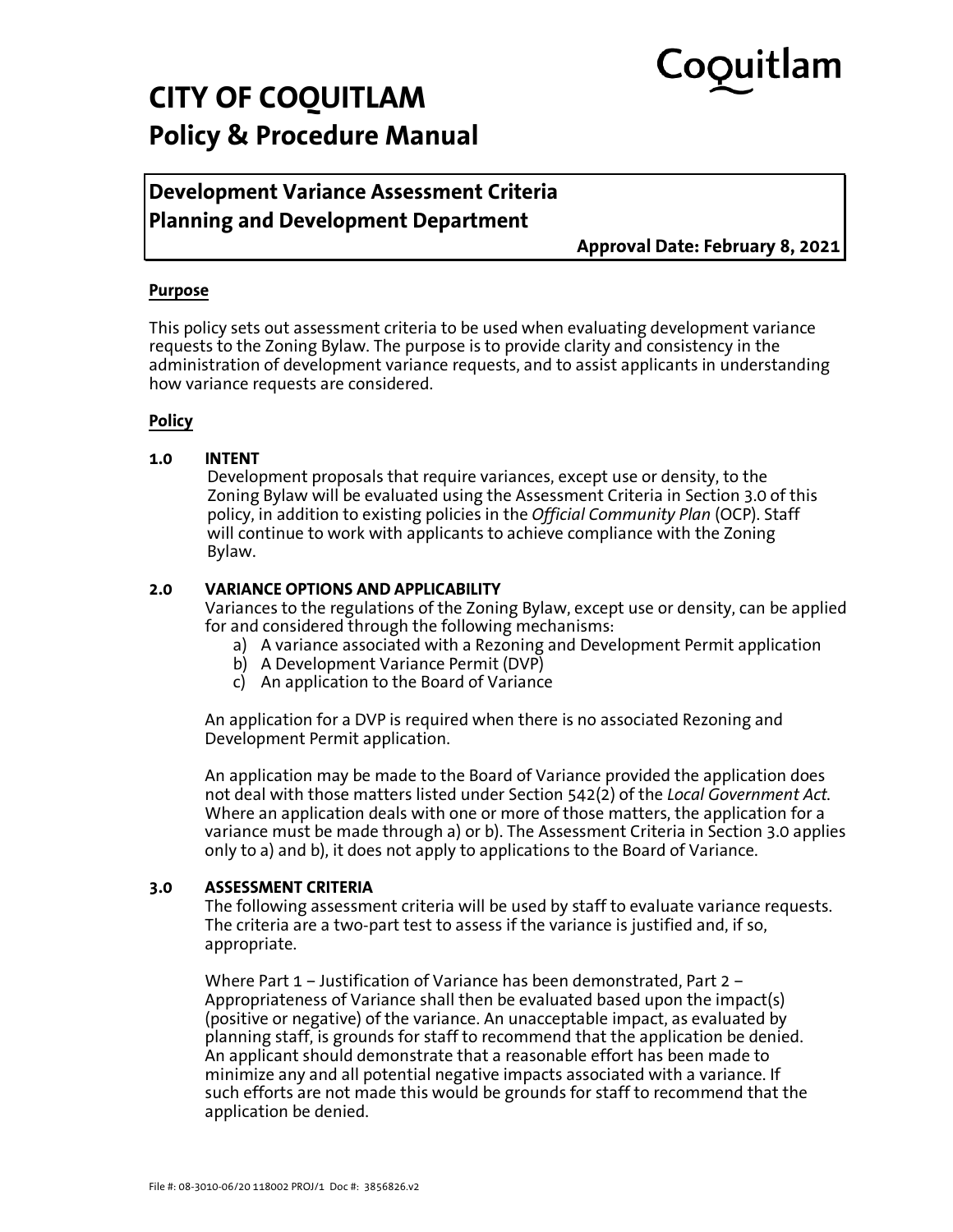# CITY OF COQUITLAM
## Policy & Procedure Manual

**Development Variance Assessment Criteria**
**Planning and Development Department**

**Approval Date: February 8, 2021**

### Purpose

This policy sets out assessment criteria to be used when evaluating development variance requests to the Zoning Bylaw. The purpose is to provide clarity and consistency in the administration of development variance requests, and to assist applicants in understanding how variance requests are considered.

### Policy

**1.0 INTENT**

Development proposals that require variances, except use or density, to the Zoning Bylaw will be evaluated using the Assessment Criteria in Section 3.0 of this policy, in addition to existing policies in the *Official Community Plan* (OCP). Staff will continue to work with applicants to achieve compliance with the Zoning Bylaw.

**2.0 VARIANCE OPTIONS AND APPLICABILITY**

Variances to the regulations of the Zoning Bylaw, except use or density, can be applied for and considered through the following mechanisms:

a) A variance associated with a Rezoning and Development Permit application
b) A Development Variance Permit (DVP)
c) An application to the Board of Variance

An application for a DVP is required when there is no associated Rezoning and Development Permit application.

An application may be made to the Board of Variance provided the application does not deal with those matters listed under Section 542(2) of the *Local Government Act*. Where an application deals with one or more of those matters, the application for a variance must be made through a) or b). The Assessment Criteria in Section 3.0 applies only to a) and b), it does not apply to applications to the Board of Variance.

**3.0 ASSESSMENT CRITERIA**

The following assessment criteria will be used by staff to evaluate variance requests. The criteria are a two-part test to assess if the variance is justified and, if so, appropriate.

Where Part 1 – Justification of Variance has been demonstrated, Part 2 – Appropriateness of Variance shall then be evaluated based upon the impact(s) (positive or negative) of the variance. An unacceptable impact, as evaluated by planning staff, is grounds for staff to recommend that the application be denied. An applicant should demonstrate that a reasonable effort has been made to minimize any and all potential negative impacts associated with a variance. If such efforts are not made this would be grounds for staff to recommend that the application be denied.

File #: 08-3010-06/20 118002 PROJ/1 Doc #: 3856826.v2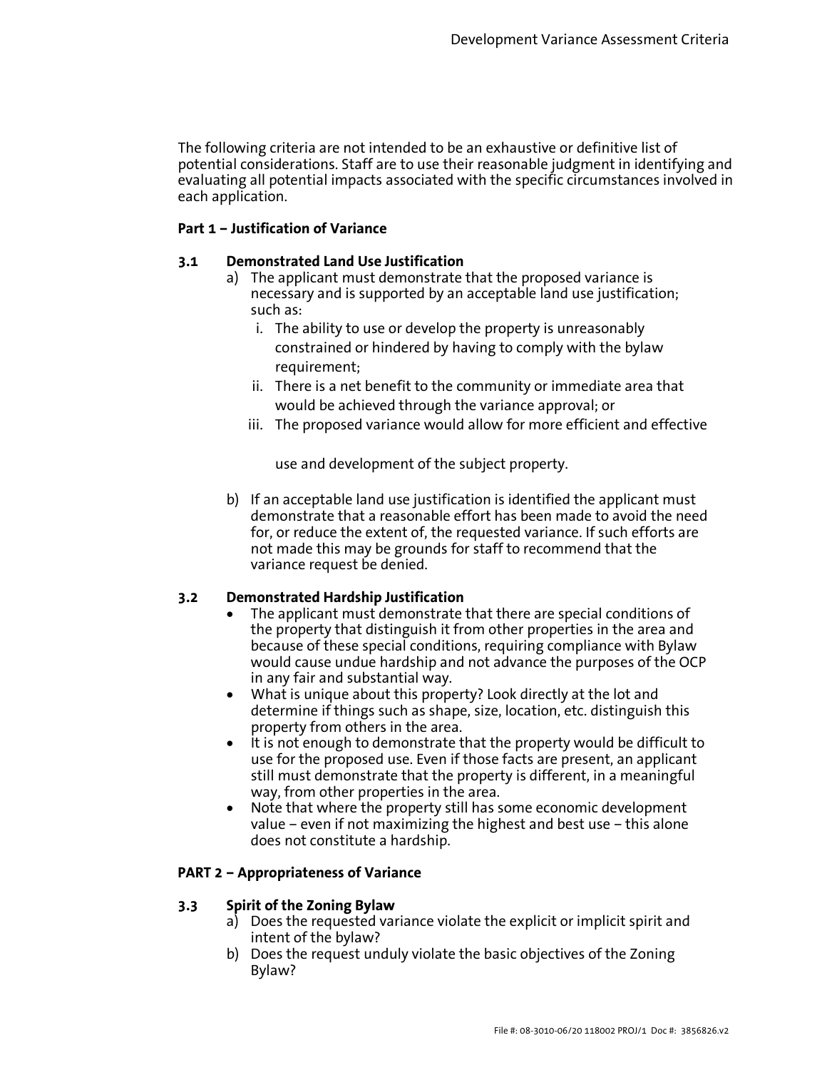The following criteria are not intended to be an exhaustive or definitive list of potential considerations. Staff are to use their reasonable judgment in identifying and evaluating all potential impacts associated with the specific circumstances involved in each application.

**Part 1 – Justification of Variance**

**3.1 Demonstrated Land Use Justification**

a) The applicant must demonstrate that the proposed variance is necessary and is supported by an acceptable land use justification; such as:

   i. The ability to use or develop the property is unreasonably constrained or hindered by having to comply with the bylaw requirement;

   ii. There is a net benefit to the community or immediate area that would be achieved through the variance approval; or

   iii. The proposed variance would allow for more efficient and effective use and development of the subject property.

b) If an acceptable land use justification is identified the applicant must demonstrate that a reasonable effort has been made to avoid the need for, or reduce the extent of, the requested variance. If such efforts are not made this may be grounds for staff to recommend that the variance request be denied.

**3.2 Demonstrated Hardship Justification**

- The applicant must demonstrate that there are special conditions of the property that distinguish it from other properties in the area and because of these special conditions, requiring compliance with Bylaw would cause undue hardship and not advance the purposes of the OCP in any fair and substantial way.
- What is unique about this property? Look directly at the lot and determine if things such as shape, size, location, etc. distinguish this property from others in the area.
- It is not enough to demonstrate that the property would be difficult to use for the proposed use. Even if those facts are present, an applicant still must demonstrate that the property is different, in a meaningful way, from other properties in the area.
- Note that where the property still has some economic development value – even if not maximizing the highest and best use – this alone does not constitute a hardship.

**PART 2 – Appropriateness of Variance**

**3.3 Spirit of the Zoning Bylaw**

a) Does the requested variance violate the explicit or implicit spirit and intent of the bylaw?

b) Does the request unduly violate the basic objectives of the Zoning Bylaw?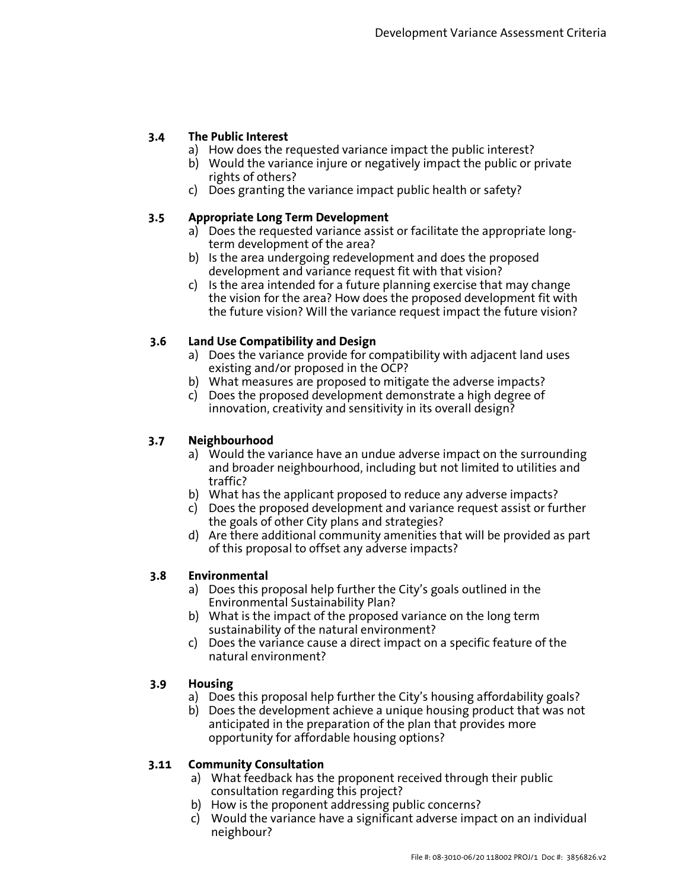### 3.4 The Public Interest

a) How does the requested variance impact the public interest?
b) Would the variance injure or negatively impact the public or private rights of others?
c) Does granting the variance impact public health or safety?

### 3.5 Appropriate Long Term Development

a) Does the requested variance assist or facilitate the appropriate long-term development of the area?
b) Is the area undergoing redevelopment and does the proposed development and variance request fit with that vision?
c) Is the area intended for a future planning exercise that may change the vision for the area? How does the proposed development fit with the future vision? Will the variance request impact the future vision?

### 3.6 Land Use Compatibility and Design

a) Does the variance provide for compatibility with adjacent land uses existing and/or proposed in the OCP?
b) What measures are proposed to mitigate the adverse impacts?
c) Does the proposed development demonstrate a high degree of innovation, creativity and sensitivity in its overall design?

### 3.7 Neighbourhood

a) Would the variance have an undue adverse impact on the surrounding and broader neighbourhood, including but not limited to utilities and traffic?
b) What has the applicant proposed to reduce any adverse impacts?
c) Does the proposed development and variance request assist or further the goals of other City plans and strategies?
d) Are there additional community amenities that will be provided as part of this proposal to offset any adverse impacts?

### 3.8 Environmental

a) Does this proposal help further the City's goals outlined in the Environmental Sustainability Plan?
b) What is the impact of the proposed variance on the long term sustainability of the natural environment?
c) Does the variance cause a direct impact on a specific feature of the natural environment?

### 3.9 Housing

a) Does this proposal help further the City's housing affordability goals?
b) Does the development achieve a unique housing product that was not anticipated in the preparation of the plan that provides more opportunity for affordable housing options?

### 3.11 Community Consultation

a) What feedback has the proponent received through their public consultation regarding this project?
b) How is the proponent addressing public concerns?
c) Would the variance have a significant adverse impact on an individual neighbour?

File #: 08-3010-06/20 118002 PROJ/1 Doc #: 3856826.v2